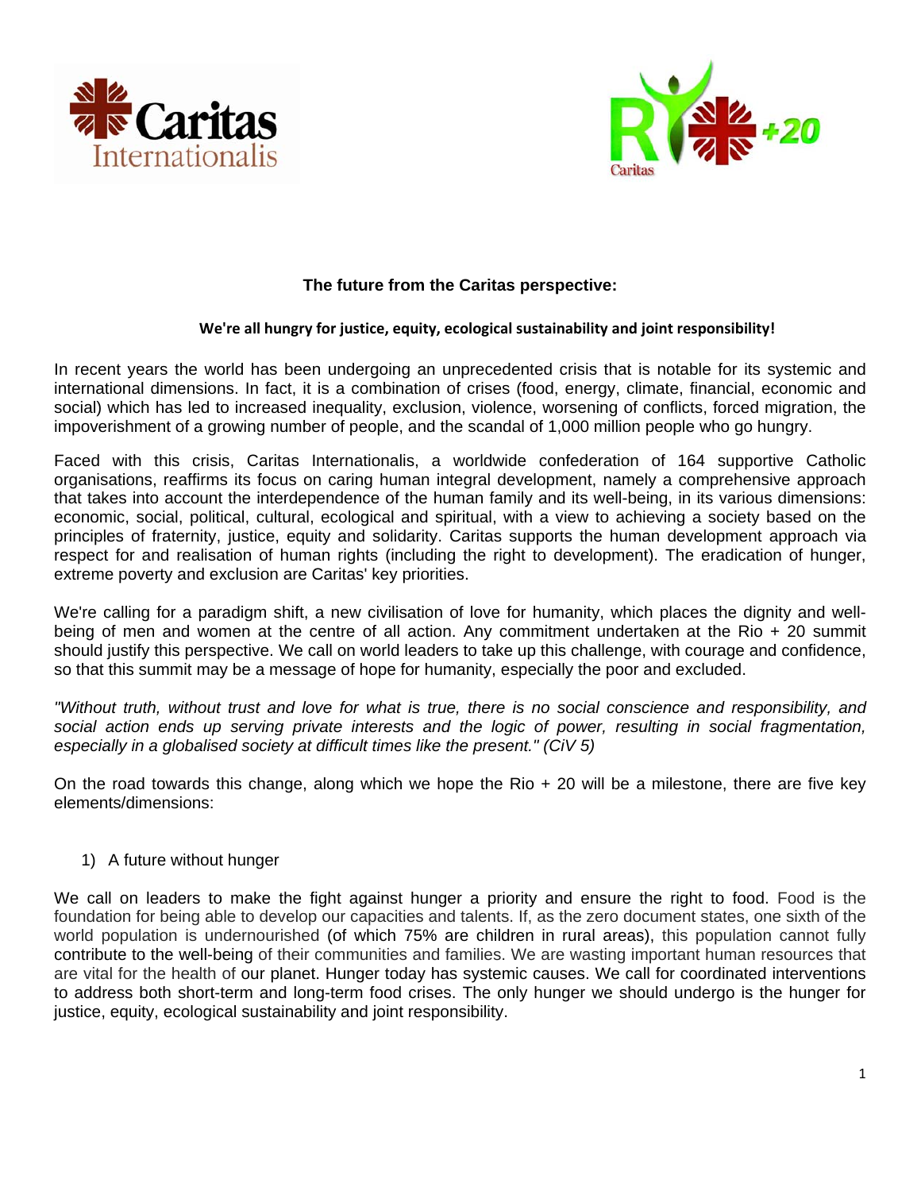**The future from the Caritas perspective:**

**We're all hungry for justice, equity, ecological sustainability and joint responsibility!**

In recent years the world has been undergoing an unprecedented crisis that is notable for its systemic and international dimensions. In fact, it is a combination of crises (food, energy, climate, financial, economic and social) which has led to increased inequality, exclusion, violence, worsening of conflicts, forced migration, the impoverishment of a growing number of people, and the scandal of 1,000 million people who go hungry.

Faced with this crisis, Caritas Internationalis, a worldwide confederation of 164 supportive Catholic organisations, reaffirms its focus on caring human integral development, namely a comprehensive approach that takes into account the interdependence of the human family and its well-being, in its various dimensions: economic, social, political, cultural, ecological and spiritual, with a view to achieving a society based on the principles of fraternity, justice, equity and solidarity. Caritas supports the human development approach via respect for and realisation of human rights (including the right to development). The eradication of hunger, extreme poverty and exclusion are Caritas' key priorities.

We're calling for a paradigm shift, a new civilisation of love for humanity, which places the dignity and well-being of men and women at the centre of all action. Any commitment undertaken at the Rio + 20 summit should justify this perspective. We call on world leaders to take up this challenge, with courage and confidence, so that this summit may be a message of hope for humanity, especially the poor and excluded.

*"Without truth, without trust and love for what is true, there is no social conscience and responsibility, and social action ends up serving private interests and the logic of power, resulting in social fragmentation, especially in a globalised society at difficult times like the present." (CiV 5)*

On the road towards this change, along which we hope the Rio + 20 will be a milestone, there are five key elements/dimensions:

1) A future without hunger

We call on leaders to make the fight against hunger a priority and ensure the right to food. Food is the foundation for being able to develop our capacities and talents. If, as the zero document states, one sixth of the world population is undernourished (of which 75% are children in rural areas), this population cannot fully contribute to the well-being of their communities and families. We are wasting important human resources that are vital for the health of our planet. Hunger today has systemic causes. We call for coordinated interventions to address both short-term and long-term food crises. The only hunger we should undergo is the hunger for justice, equity, ecological sustainability and joint responsibility.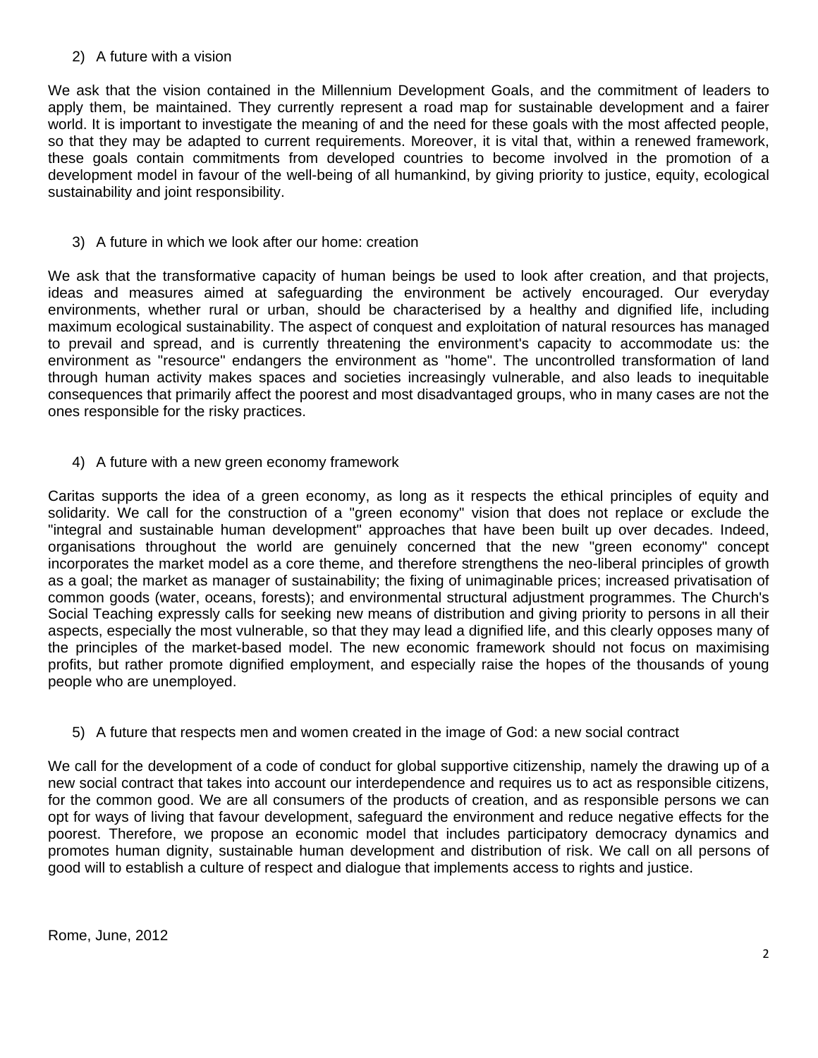2) A future with a vision

We ask that the vision contained in the Millennium Development Goals, and the commitment of leaders to apply them, be maintained. They currently represent a road map for sustainable development and a fairer world. It is important to investigate the meaning of and the need for these goals with the most affected people, so that they may be adapted to current requirements. Moreover, it is vital that, within a renewed framework, these goals contain commitments from developed countries to become involved in the promotion of a development model in favour of the well-being of all humankind, by giving priority to justice, equity, ecological sustainability and joint responsibility.

3) A future in which we look after our home: creation

We ask that the transformative capacity of human beings be used to look after creation, and that projects, ideas and measures aimed at safeguarding the environment be actively encouraged. Our everyday environments, whether rural or urban, should be characterised by a healthy and dignified life, including maximum ecological sustainability. The aspect of conquest and exploitation of natural resources has managed to prevail and spread, and is currently threatening the environment's capacity to accommodate us: the environment as "resource" endangers the environment as "home". The uncontrolled transformation of land through human activity makes spaces and societies increasingly vulnerable, and also leads to inequitable consequences that primarily affect the poorest and most disadvantaged groups, who in many cases are not the ones responsible for the risky practices.

4) A future with a new green economy framework

Caritas supports the idea of a green economy, as long as it respects the ethical principles of equity and solidarity. We call for the construction of a "green economy" vision that does not replace or exclude the "integral and sustainable human development" approaches that have been built up over decades. Indeed, organisations throughout the world are genuinely concerned that the new "green economy" concept incorporates the market model as a core theme, and therefore strengthens the neo-liberal principles of growth as a goal; the market as manager of sustainability; the fixing of unimaginable prices; increased privatisation of common goods (water, oceans, forests); and environmental structural adjustment programmes. The Church's Social Teaching expressly calls for seeking new means of distribution and giving priority to persons in all their aspects, especially the most vulnerable, so that they may lead a dignified life, and this clearly opposes many of the principles of the market-based model. The new economic framework should not focus on maximising profits, but rather promote dignified employment, and especially raise the hopes of the thousands of young people who are unemployed.

5) A future that respects men and women created in the image of God: a new social contract

We call for the development of a code of conduct for global supportive citizenship, namely the drawing up of a new social contract that takes into account our interdependence and requires us to act as responsible citizens, for the common good. We are all consumers of the products of creation, and as responsible persons we can opt for ways of living that favour development, safeguard the environment and reduce negative effects for the poorest. Therefore, we propose an economic model that includes participatory democracy dynamics and promotes human dignity, sustainable human development and distribution of risk. We call on all persons of good will to establish a culture of respect and dialogue that implements access to rights and justice.

Rome, June, 2012